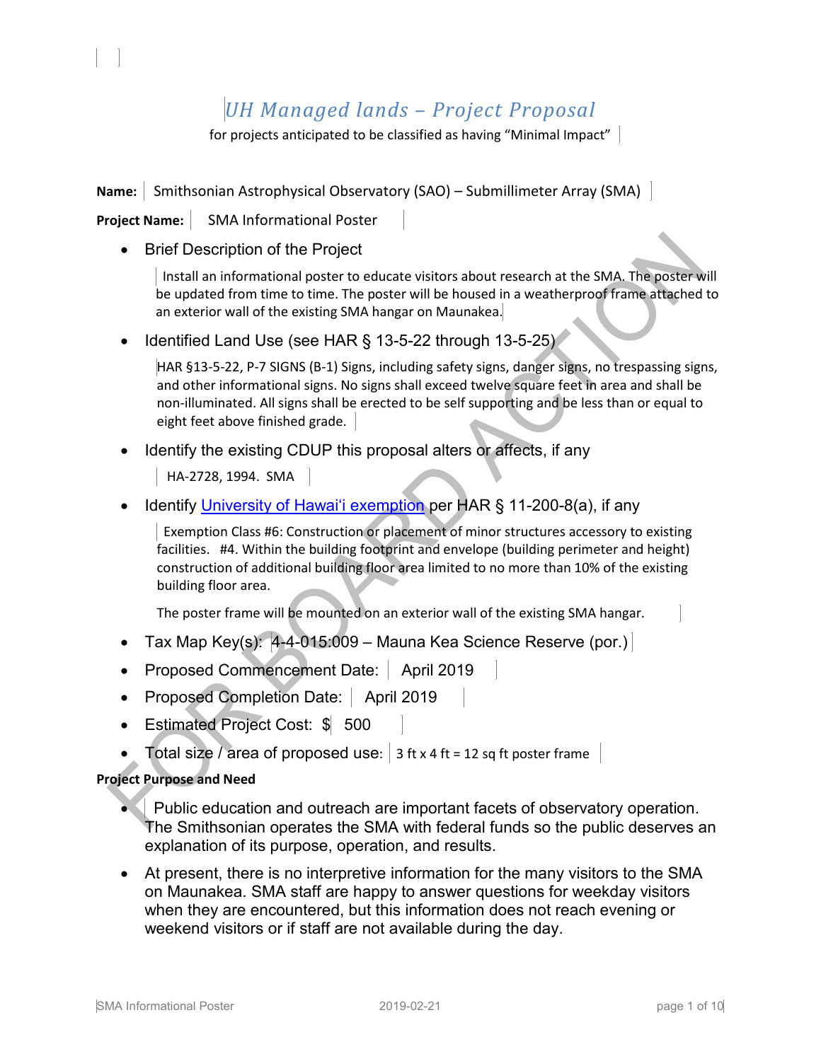# *UH Managed lands – Project Proposal*

for projects anticipated to be classified as having "Minimal Impact"

**Name:** Smithsonian Astrophysical Observatory (SAO) – Submillimeter Array (SMA)

**Project Name:** SMA Informational Poster

- Brief Description of the Project

  Install an informational poster to educate visitors about research at the SMA. The poster will be updated from time to time. The poster will be housed in a weatherproof frame attached to an exterior wall of the existing SMA hangar on Maunakea.

- Identified Land Use (see HAR § 13-5-22 through 13-5-25)

  HAR §13-5-22, P-7 SIGNS (B-1) Signs, including safety signs, danger signs, no trespassing signs, and other informational signs. No signs shall exceed twelve square feet in area and shall be non-illuminated. All signs shall be erected to be self supporting and be less than or equal to eight feet above finished grade.

- Identify the existing CDUP this proposal alters or affects, if any

  HA-2728, 1994. SMA

- Identify University of Hawai'i exemption per HAR § 11-200-8(a), if any

  Exemption Class #6: Construction or placement of minor structures accessory to existing facilities. #4. Within the building footprint and envelope (building perimeter and height) construction of additional building floor area limited to no more than 10% of the existing building floor area.

  The poster frame will be mounted on an exterior wall of the existing SMA hangar.

- Tax Map Key(s): 4-4-015:009 – Mauna Kea Science Reserve (por.)
- Proposed Commencement Date: April 2019
- Proposed Completion Date: April 2019
- Estimated Project Cost: $ 500
- Total size / area of proposed use: 3 ft x 4 ft = 12 sq ft poster frame

**Project Purpose and Need**

- Public education and outreach are important facets of observatory operation. The Smithsonian operates the SMA with federal funds so the public deserves an explanation of its purpose, operation, and results.
- At present, there is no interpretive information for the many visitors to the SMA on Maunakea. SMA staff are happy to answer questions for weekday visitors when they are encountered, but this information does not reach evening or weekend visitors or if staff are not available during the day.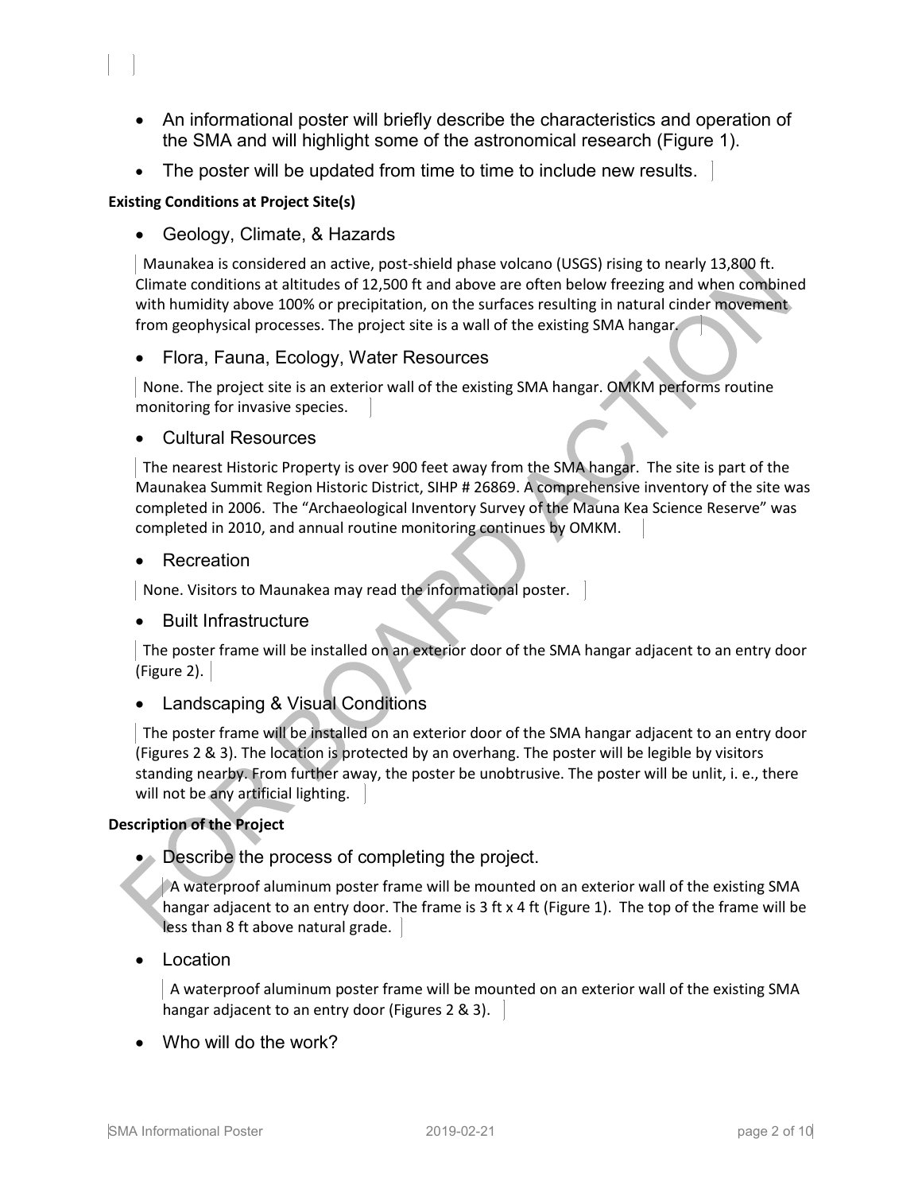- An informational poster will briefly describe the characteristics and operation of the SMA and will highlight some of the astronomical research (Figure 1).
- The poster will be updated from time to time to include new results.

**Existing Conditions at Project Site(s)**

- Geology, Climate, & Hazards

Maunakea is considered an active, post-shield phase volcano (USGS) rising to nearly 13,800 ft. Climate conditions at altitudes of 12,500 ft and above are often below freezing and when combined with humidity above 100% or precipitation, on the surfaces resulting in natural cinder movement from geophysical processes. The project site is a wall of the existing SMA hangar.

- Flora, Fauna, Ecology, Water Resources

None. The project site is an exterior wall of the existing SMA hangar. OMKM performs routine monitoring for invasive species.

- Cultural Resources

The nearest Historic Property is over 900 feet away from the SMA hangar. The site is part of the Maunakea Summit Region Historic District, SIHP # 26869. A comprehensive inventory of the site was completed in 2006. The "Archaeological Inventory Survey of the Mauna Kea Science Reserve" was completed in 2010, and annual routine monitoring continues by OMKM.

- Recreation

None. Visitors to Maunakea may read the informational poster.

- Built Infrastructure

The poster frame will be installed on an exterior door of the SMA hangar adjacent to an entry door (Figure 2).

- Landscaping & Visual Conditions

The poster frame will be installed on an exterior door of the SMA hangar adjacent to an entry door (Figures 2 & 3). The location is protected by an overhang. The poster will be legible by visitors standing nearby. From further away, the poster be unobtrusive. The poster will be unlit, i. e., there will not be any artificial lighting.

**Description of the Project**

- Describe the process of completing the project.

  A waterproof aluminum poster frame will be mounted on an exterior wall of the existing SMA hangar adjacent to an entry door. The frame is 3 ft x 4 ft (Figure 1). The top of the frame will be less than 8 ft above natural grade.

- Location

  A waterproof aluminum poster frame will be mounted on an exterior wall of the existing SMA hangar adjacent to an entry door (Figures 2 & 3).

- Who will do the work?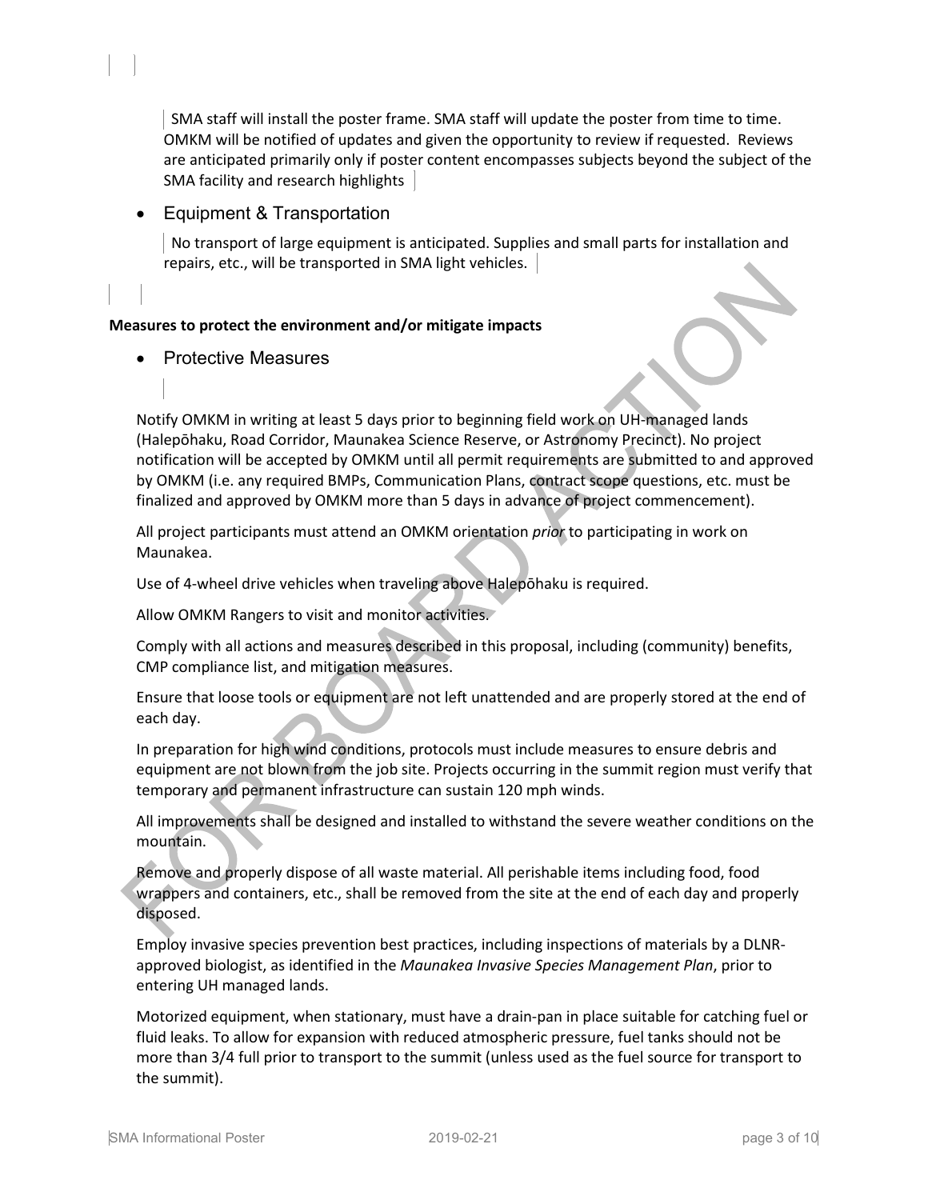SMA staff will install the poster frame. SMA staff will update the poster from time to time. OMKM will be notified of updates and given the opportunity to review if requested. Reviews are anticipated primarily only if poster content encompasses subjects beyond the subject of the SMA facility and research highlights

- Equipment & Transportation

No transport of large equipment is anticipated. Supplies and small parts for installation and repairs, etc., will be transported in SMA light vehicles.

**Measures to protect the environment and/or mitigate impacts**

- Protective Measures

Notify OMKM in writing at least 5 days prior to beginning field work on UH-managed lands (Halepōhaku, Road Corridor, Maunakea Science Reserve, or Astronomy Precinct). No project notification will be accepted by OMKM until all permit requirements are submitted to and approved by OMKM (i.e. any required BMPs, Communication Plans, contract scope questions, etc. must be finalized and approved by OMKM more than 5 days in advance of project commencement).

All project participants must attend an OMKM orientation *prior* to participating in work on Maunakea.

Use of 4-wheel drive vehicles when traveling above Halepōhaku is required.

Allow OMKM Rangers to visit and monitor activities.

Comply with all actions and measures described in this proposal, including (community) benefits, CMP compliance list, and mitigation measures.

Ensure that loose tools or equipment are not left unattended and are properly stored at the end of each day.

In preparation for high wind conditions, protocols must include measures to ensure debris and equipment are not blown from the job site. Projects occurring in the summit region must verify that temporary and permanent infrastructure can sustain 120 mph winds.

All improvements shall be designed and installed to withstand the severe weather conditions on the mountain.

Remove and properly dispose of all waste material. All perishable items including food, food wrappers and containers, etc., shall be removed from the site at the end of each day and properly disposed.

Employ invasive species prevention best practices, including inspections of materials by a DLNR-approved biologist, as identified in the *Maunakea Invasive Species Management Plan*, prior to entering UH managed lands.

Motorized equipment, when stationary, must have a drain-pan in place suitable for catching fuel or fluid leaks. To allow for expansion with reduced atmospheric pressure, fuel tanks should not be more than 3/4 full prior to transport to the summit (unless used as the fuel source for transport to the summit).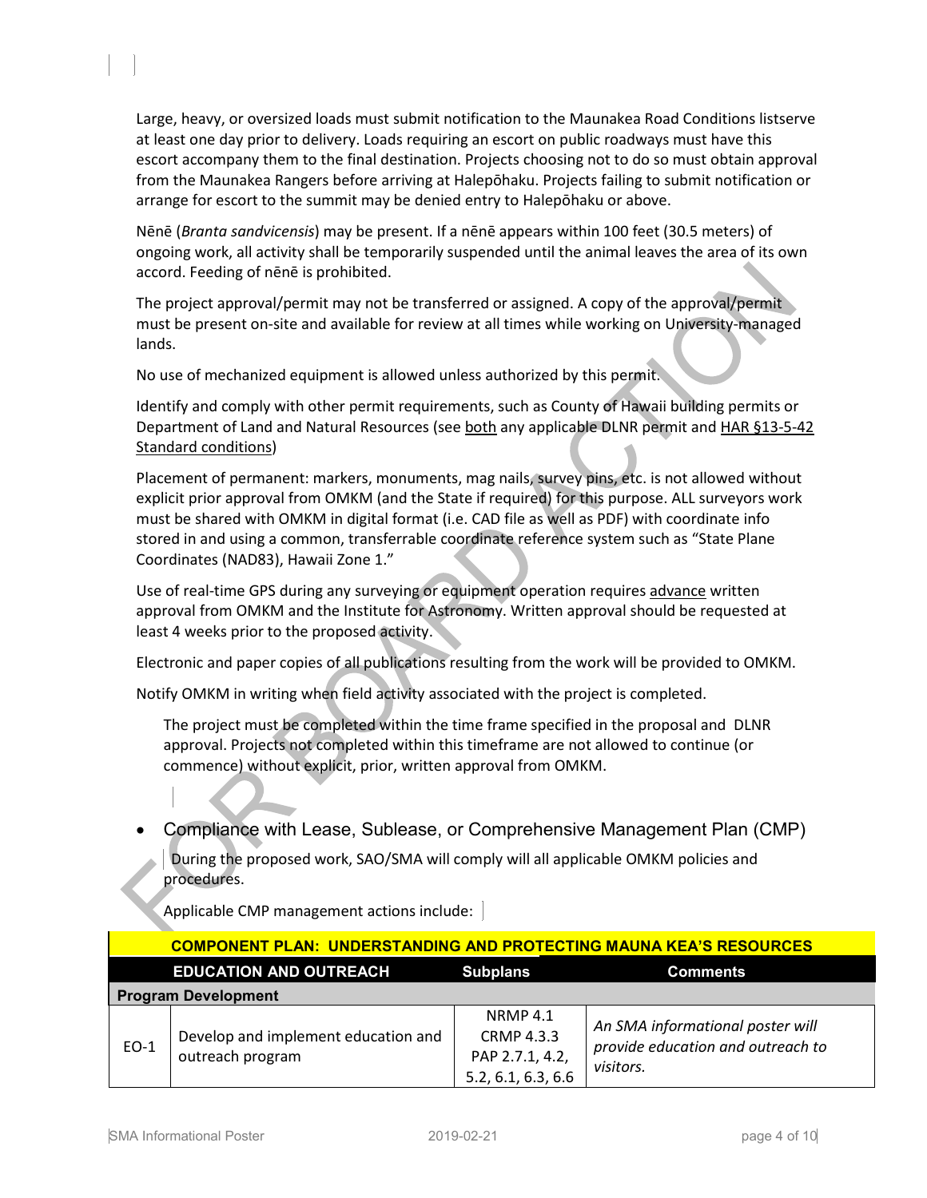Large, heavy, or oversized loads must submit notification to the Maunakea Road Conditions listserve at least one day prior to delivery. Loads requiring an escort on public roadways must have this escort accompany them to the final destination. Projects choosing not to do so must obtain approval from the Maunakea Rangers before arriving at Halepōhaku. Projects failing to submit notification or arrange for escort to the summit may be denied entry to Halepōhaku or above.

Nēnē (*Branta sandvicensis*) may be present. If a nēnē appears within 100 feet (30.5 meters) of ongoing work, all activity shall be temporarily suspended until the animal leaves the area of its own accord. Feeding of nēnē is prohibited.

The project approval/permit may not be transferred or assigned. A copy of the approval/permit must be present on-site and available for review at all times while working on University-managed lands.

No use of mechanized equipment is allowed unless authorized by this permit.

Identify and comply with other permit requirements, such as County of Hawaii building permits or Department of Land and Natural Resources (see both any applicable DLNR permit and HAR §13-5-42 Standard conditions)

Placement of permanent: markers, monuments, mag nails, survey pins, etc. is not allowed without explicit prior approval from OMKM (and the State if required) for this purpose. ALL surveyors work must be shared with OMKM in digital format (i.e. CAD file as well as PDF) with coordinate info stored in and using a common, transferrable coordinate reference system such as "State Plane Coordinates (NAD83), Hawaii Zone 1."

Use of real-time GPS during any surveying or equipment operation requires advance written approval from OMKM and the Institute for Astronomy. Written approval should be requested at least 4 weeks prior to the proposed activity.

Electronic and paper copies of all publications resulting from the work will be provided to OMKM.

Notify OMKM in writing when field activity associated with the project is completed.

The project must be completed within the time frame specified in the proposal and DLNR approval. Projects not completed within this timeframe are not allowed to continue (or commence) without explicit, prior, written approval from OMKM.

- Compliance with Lease, Sublease, or Comprehensive Management Plan (CMP)

During the proposed work, SAO/SMA will comply will all applicable OMKM policies and procedures.

Applicable CMP management actions include:

| **COMPONENT PLAN: UNDERSTANDING AND PROTECTING MAUNA KEA'S RESOURCES** | | | |
|---|---|---|---|
| **EDUCATION AND OUTREACH** | | **Subplans** | **Comments** |
| **Program Development** | | | |
| EO-1 | Develop and implement education and outreach program | NRMP 4.1<br>CRMP 4.3.3<br>PAP 2.7.1, 4.2, 5.2, 6.1, 6.3, 6.6 | *An SMA informational poster will provide education and outreach to visitors.* |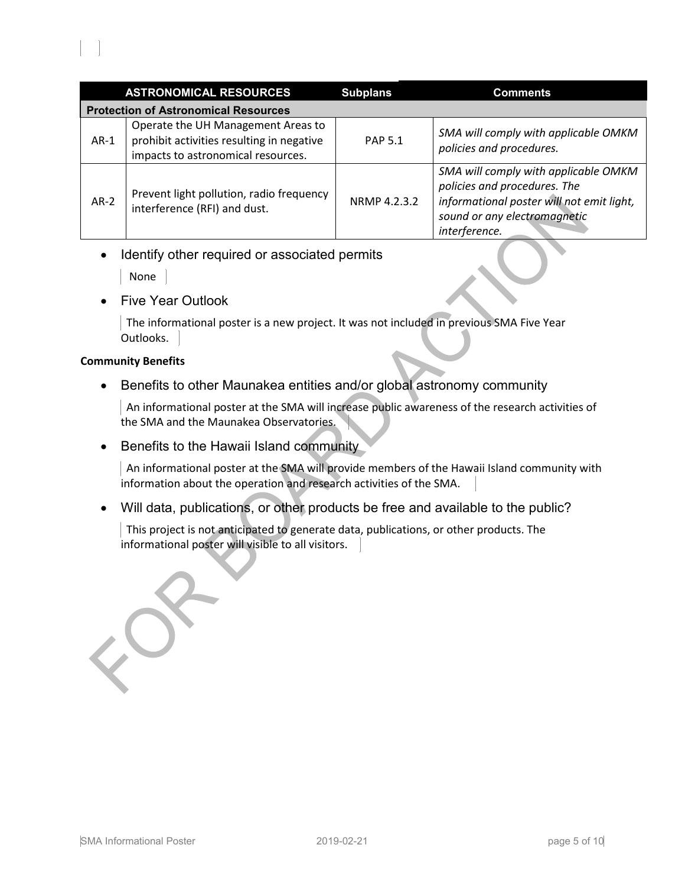| | ASTRONOMICAL RESOURCES | Subplans | Comments |
|---|---|---|---|
| **Protection of Astronomical Resources** | | | |
| AR-1 | Operate the UH Management Areas to prohibit activities resulting in negative impacts to astronomical resources. | PAP 5.1 | *SMA will comply with applicable OMKM policies and procedures.* |
| AR-2 | Prevent light pollution, radio frequency interference (RFI) and dust. | NRMP 4.2.3.2 | *SMA will comply with applicable OMKM policies and procedures. The informational poster will not emit light, sound or any electromagnetic interference.* |

- Identify other required or associated permits

  None

- Five Year Outlook

  The informational poster is a new project. It was not included in previous SMA Five Year Outlooks.

**Community Benefits**

- Benefits to other Maunakea entities and/or global astronomy community

  An informational poster at the SMA will increase public awareness of the research activities of the SMA and the Maunakea Observatories.

- Benefits to the Hawaii Island community

  An informational poster at the SMA will provide members of the Hawaii Island community with information about the operation and research activities of the SMA.

- Will data, publications, or other products be free and available to the public?

  This project is not anticipated to generate data, publications, or other products. The informational poster will visible to all visitors.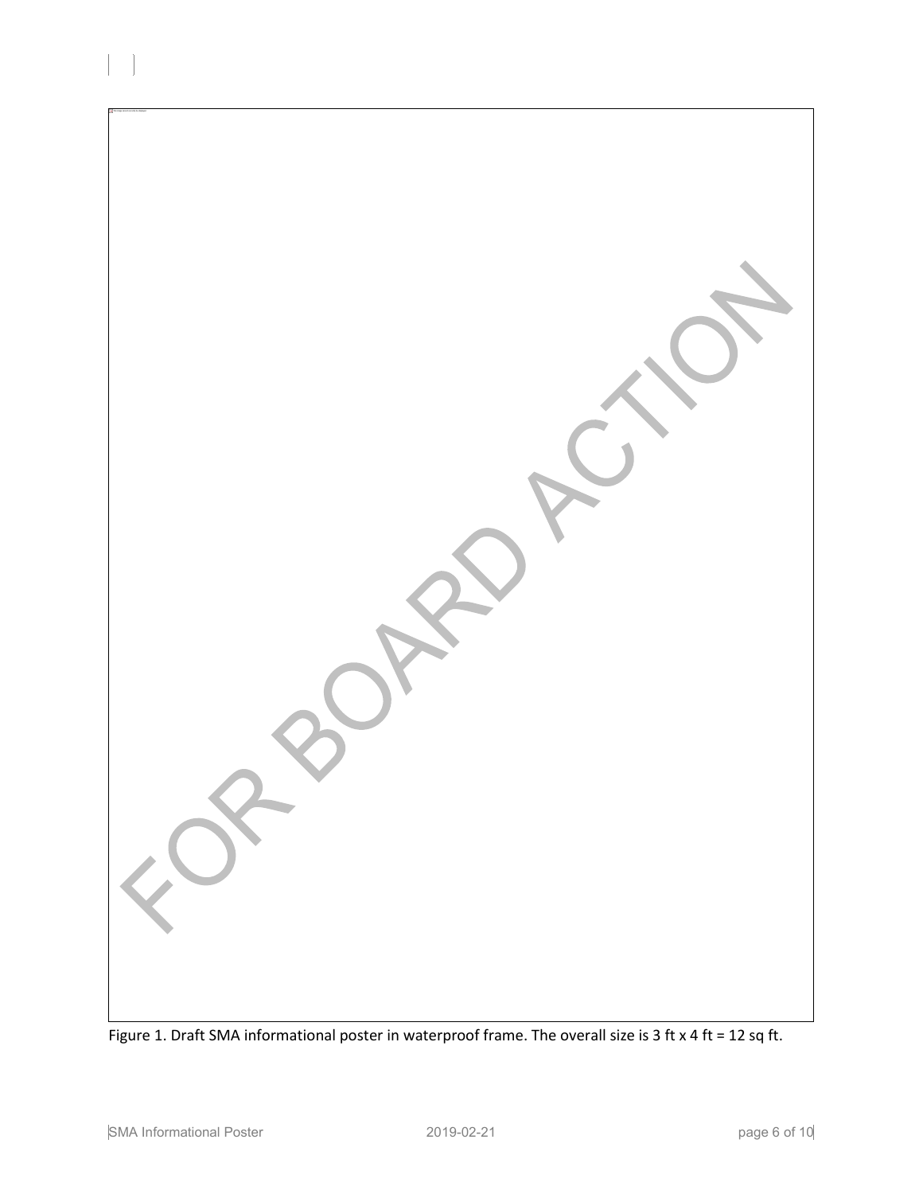Figure 1. Draft SMA informational poster in waterproof frame. The overall size is 3 ft x 4 ft = 12 sq ft.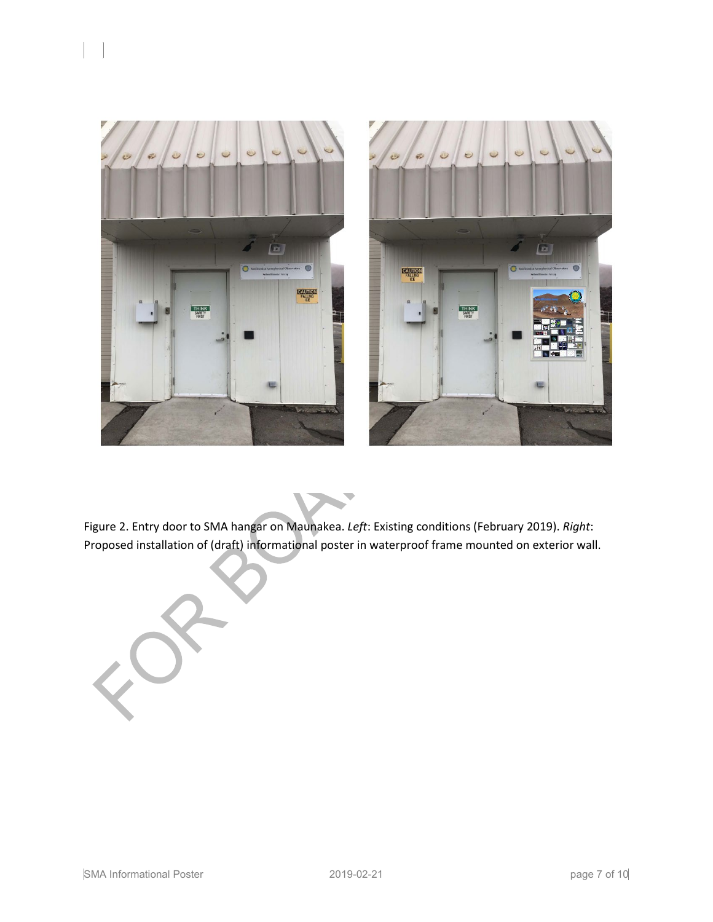Figure 2. Entry door to SMA hangar on Maunakea. *Left*: Existing conditions (February 2019). *Right*: Proposed installation of (draft) informational poster in waterproof frame mounted on exterior wall.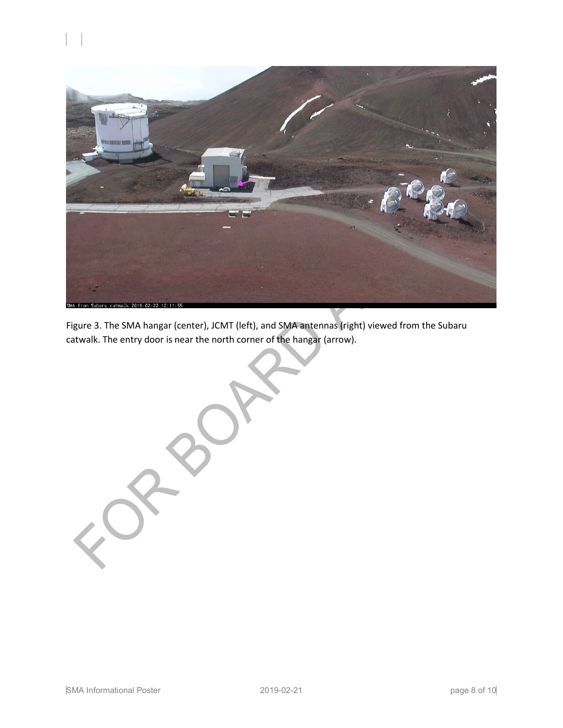Figure 3. The SMA hangar (center), JCMT (left), and SMA antennas (right) viewed from the Subaru catwalk. The entry door is near the north corner of the hangar (arrow).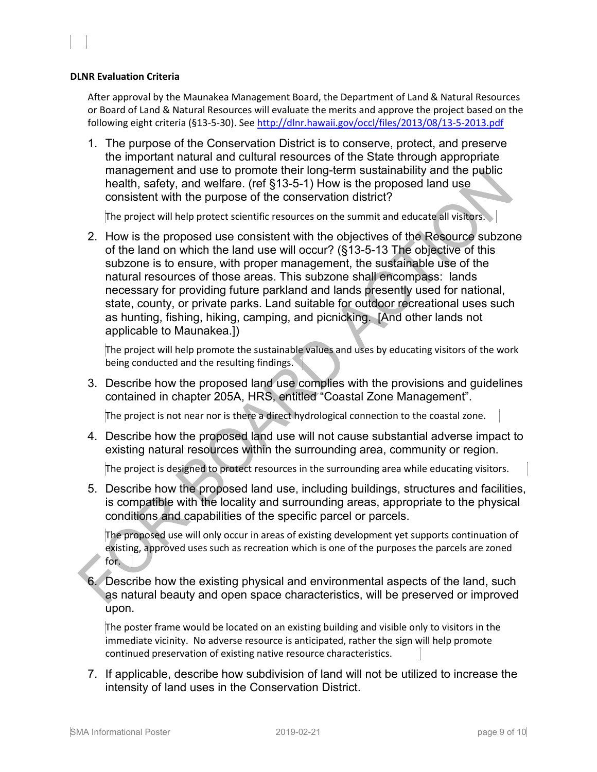**DLNR Evaluation Criteria**

After approval by the Maunakea Management Board, the Department of Land & Natural Resources or Board of Land & Natural Resources will evaluate the merits and approve the project based on the following eight criteria (§13-5-30). See http://dlnr.hawaii.gov/occl/files/2013/08/13-5-2013.pdf

1. The purpose of the Conservation District is to conserve, protect, and preserve the important natural and cultural resources of the State through appropriate management and use to promote their long-term sustainability and the public health, safety, and welfare. (ref §13-5-1) How is the proposed land use consistent with the purpose of the conservation district?

   The project will help protect scientific resources on the summit and educate all visitors.

2. How is the proposed use consistent with the objectives of the Resource subzone of the land on which the land use will occur? (§13-5-13 The objective of this subzone is to ensure, with proper management, the sustainable use of the natural resources of those areas. This subzone shall encompass: lands necessary for providing future parkland and lands presently used for national, state, county, or private parks. Land suitable for outdoor recreational uses such as hunting, fishing, hiking, camping, and picnicking. [And other lands not applicable to Maunakea.])

   The project will help promote the sustainable values and uses by educating visitors of the work being conducted and the resulting findings.

3. Describe how the proposed land use complies with the provisions and guidelines contained in chapter 205A, HRS, entitled "Coastal Zone Management".

   The project is not near nor is there a direct hydrological connection to the coastal zone.

4. Describe how the proposed land use will not cause substantial adverse impact to existing natural resources within the surrounding area, community or region.

   The project is designed to protect resources in the surrounding area while educating visitors.

5. Describe how the proposed land use, including buildings, structures and facilities, is compatible with the locality and surrounding areas, appropriate to the physical conditions and capabilities of the specific parcel or parcels.

   The proposed use will only occur in areas of existing development yet supports continuation of existing, approved uses such as recreation which is one of the purposes the parcels are zoned for.

6. Describe how the existing physical and environmental aspects of the land, such as natural beauty and open space characteristics, will be preserved or improved upon.

   The poster frame would be located on an existing building and visible only to visitors in the immediate vicinity. No adverse resource is anticipated, rather the sign will help promote continued preservation of existing native resource characteristics.

7. If applicable, describe how subdivision of land will not be utilized to increase the intensity of land uses in the Conservation District.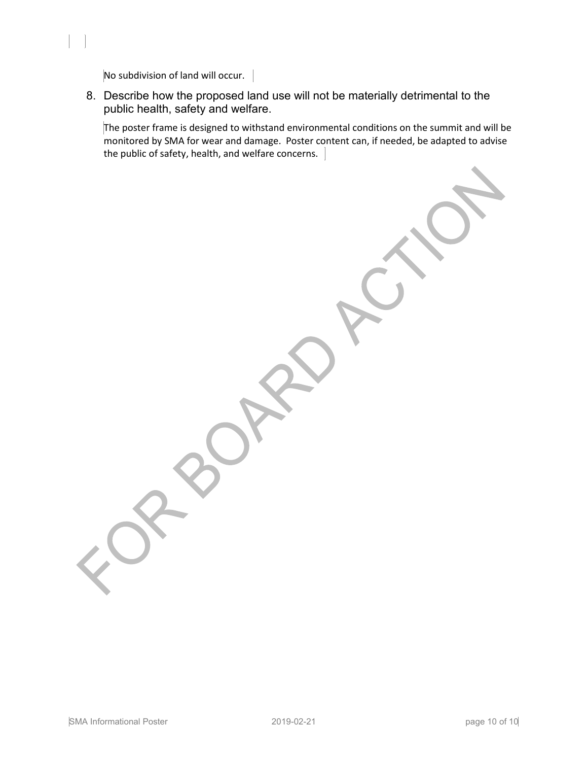No subdivision of land will occur.

8. Describe how the proposed land use will not be materially detrimental to the public health, safety and welfare.

   The poster frame is designed to withstand environmental conditions on the summit and will be monitored by SMA for wear and damage. Poster content can, if needed, be adapted to advise the public of safety, health, and welfare concerns.

FOR BOARD ACTION